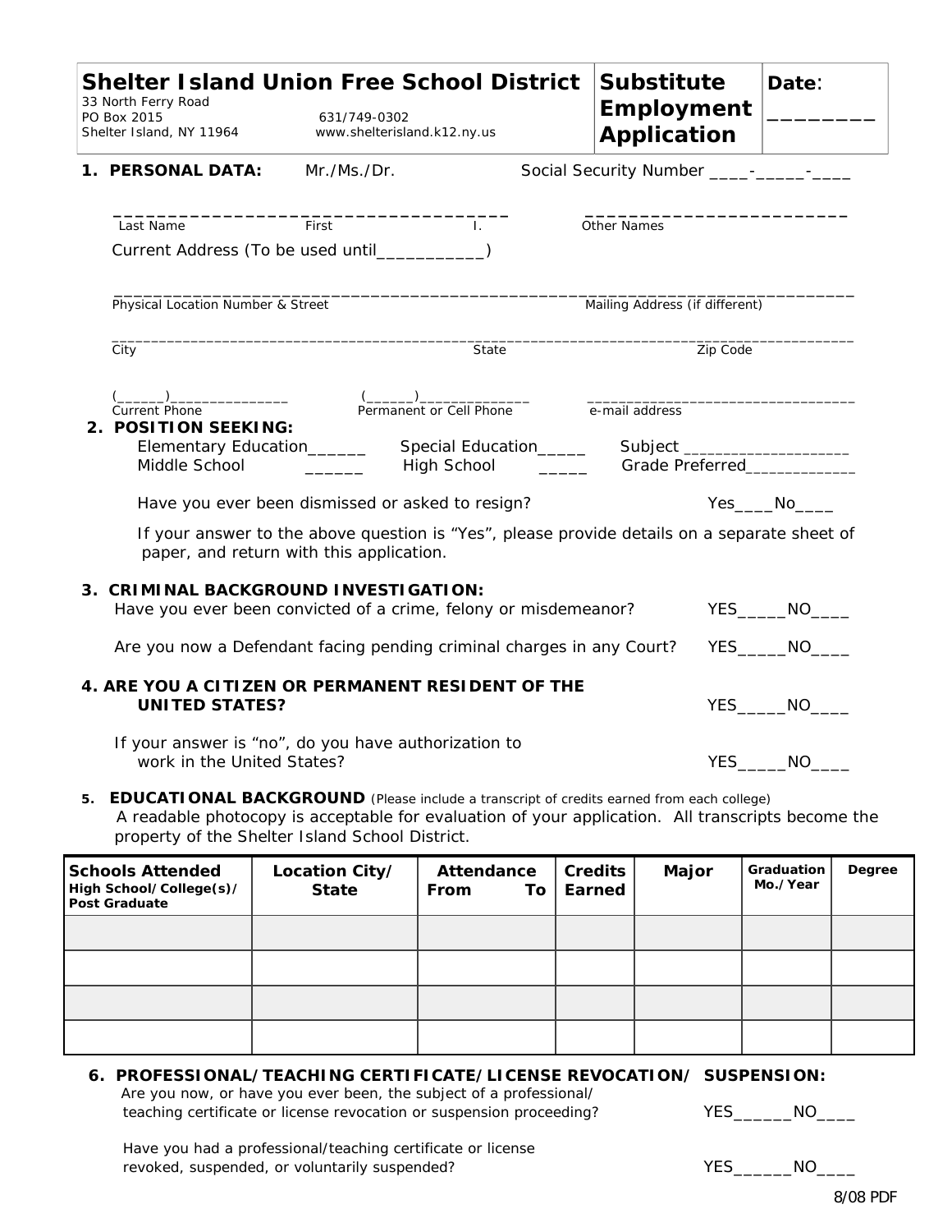**Shelter Island Union Free School District**
33 North Ferry Road
PO Box 2015
Shelter Island, NY 11964

631/749-0302
www.shelterisland.k12.ny.us

**Substitute Employment Application**

**Date**: ________

**1. PERSONAL DATA:** Mr./Ms./Dr. Social Security Number ____-_____-____

____________________________________ ________________________
Last Name First I. Other Names

Current Address (To be used until___________)

______________________________________________________________________________
Physical Location Number & Street Mailing Address (if different)

______________________________________________________________________________
City State Zip Code

(______)______________ (______)_____________ _________________________________
Current Phone Permanent or Cell Phone e-mail address

**2. POSITION SEEKING:**

Elementary Education______ Special Education_____ Subject ___________________
Middle School ______ High School _____ Grade Preferred_____________

Have you ever been dismissed or asked to resign? Yes____No____

If your answer to the above question is "Yes", please provide details on a separate sheet of paper, and return with this application.

**3. CRIMINAL BACKGROUND INVESTIGATION:**

Have you ever been convicted of a crime, felony or misdemeanor? YES_____NO____

Are you now a Defendant facing pending criminal charges in any Court? YES_____NO____

**4. ARE YOU A CITIZEN OR PERMANENT RESIDENT OF THE UNITED STATES?** YES_____NO____

If your answer is "no", do you have authorization to work in the United States? YES_____NO____

**5. EDUCATIONAL BACKGROUND** (Please include a transcript of credits earned from each college)
A readable photocopy is acceptable for evaluation of your application. All transcripts become the property of the Shelter Island School District.

| Schools Attended High School/College(s)/ Post Graduate | Location City/ State | Attendance From To | Credits Earned | Major | Graduation Mo./Year | Degree |
|---|---|---|---|---|---|---|
| | | | | | | |
| | | | | | | |
| | | | | | | |
| | | | | | | |

**6. PROFESSIONAL/TEACHING CERTIFICATE/LICENSE REVOCATION/ SUSPENSION:**

Are you now, or have you ever been, the subject of a professional/ teaching certificate or license revocation or suspension proceeding? YES______NO____

Have you had a professional/teaching certificate or license revoked, suspended, or voluntarily suspended? YES______NO____

8/08 PDF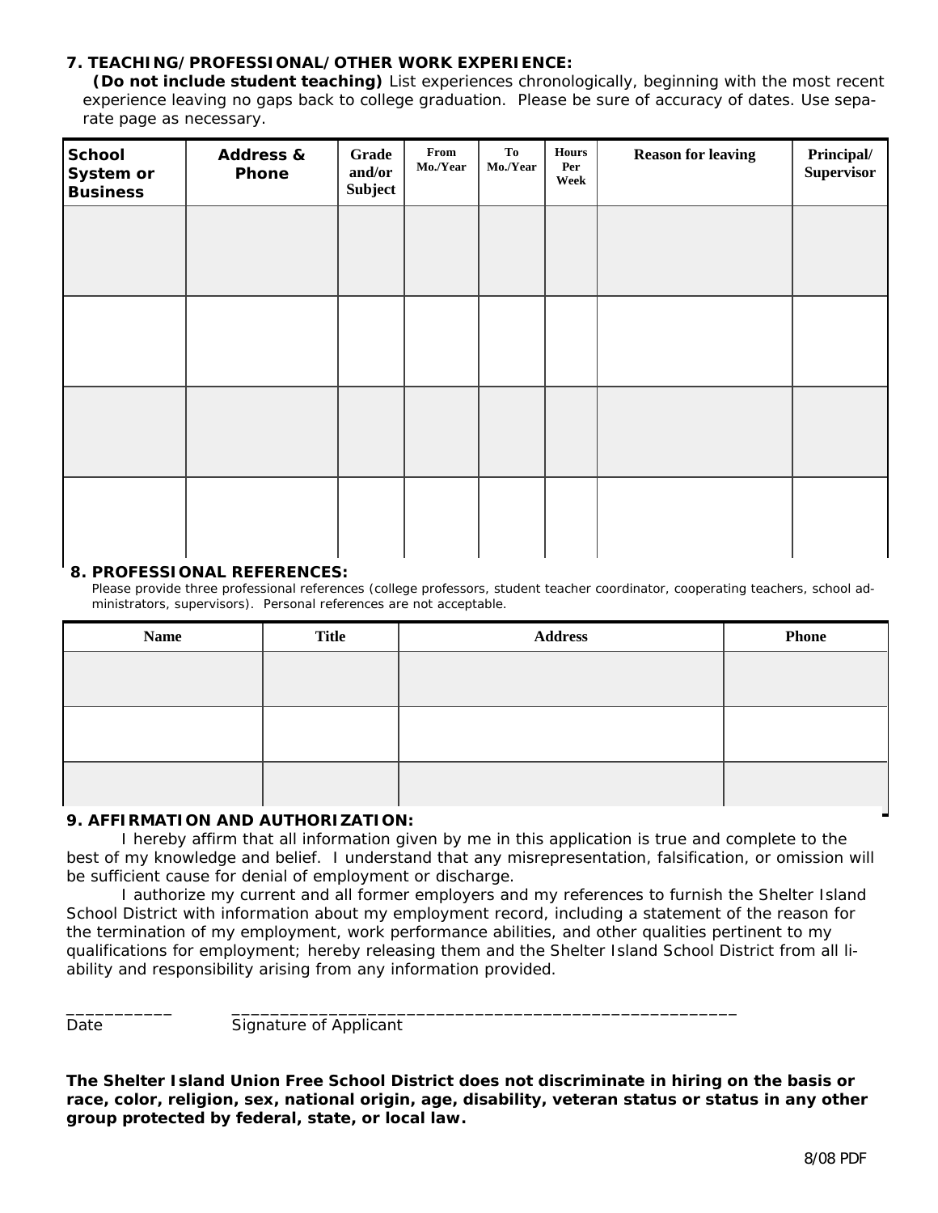## 7. TEACHING/PROFESSIONAL/OTHER WORK EXPERIENCE:

**(Do not include student teaching)** List experiences chronologically, beginning with the most recent experience leaving no gaps back to college graduation. Please be sure of accuracy of dates. Use separate page as necessary.

| School System or Business | Address & Phone | Grade and/or Subject | From Mo./Year | To Mo./Year | Hours Per Week | Reason for leaving | Principal/ Supervisor |
|---|---|---|---|---|---|---|---|
| | | | | | | | |
| | | | | | | | |
| | | | | | | | |
| | | | | | | | |

## 8. PROFESSIONAL REFERENCES:

Please provide three professional references (college professors, student teacher coordinator, cooperating teachers, school administrators, supervisors). Personal references are not acceptable.

| Name | Title | Address | Phone |
|---|---|---|---|
| | | | |
| | | | |
| | | | |

## 9. AFFIRMATION AND AUTHORIZATION:

I hereby affirm that all information given by me in this application is true and complete to the best of my knowledge and belief. I understand that any misrepresentation, falsification, or omission will be sufficient cause for denial of employment or discharge.

I authorize my current and all former employers and my references to furnish the Shelter Island School District with information about my employment record, including a statement of the reason for the termination of my employment, work performance abilities, and other qualities pertinent to my qualifications for employment; hereby releasing them and the Shelter Island School District from all liability and responsibility arising from any information provided.

___________ _____________________________________________________

Date Signature of Applicant

**The Shelter Island Union Free School District does not discriminate in hiring on the basis or race, color, religion, sex, national origin, age, disability, veteran status or status in any other group protected by federal, state, or local law.**

8/08 PDF